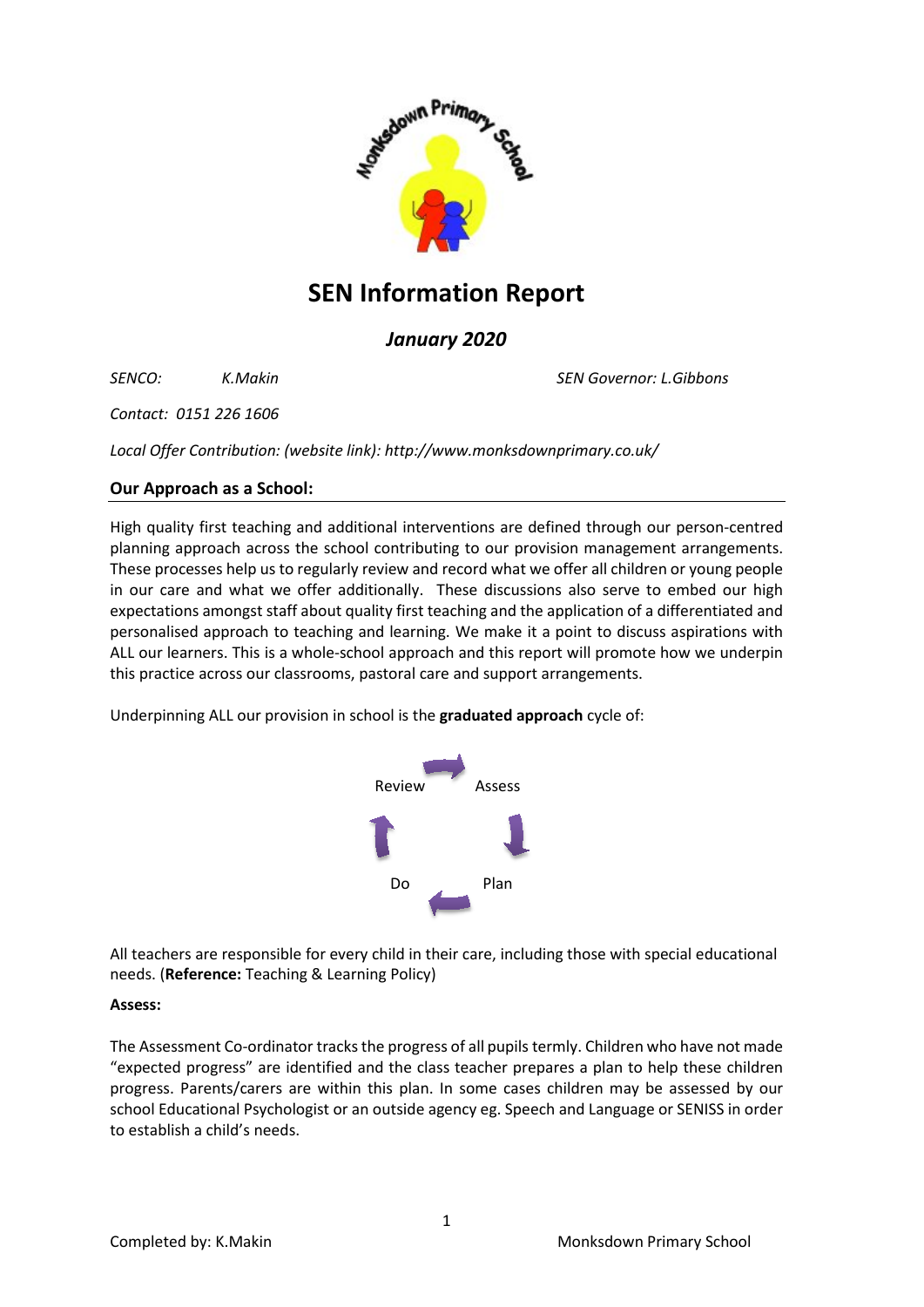# SEN Information Report

## *January 2020*

*SENCO: K.Makin* *SEN Governor: L.Gibbons*

*Contact: 0151 226 1606*

*Local Offer Contribution: (website link): http://www.monksdownprimary.co.uk/*

**Our Approach as a School:**

High quality first teaching and additional interventions are defined through our person-centred planning approach across the school contributing to our provision management arrangements. These processes help us to regularly review and record what we offer all children or young people in our care and what we offer additionally. These discussions also serve to embed our high expectations amongst staff about quality first teaching and the application of a differentiated and personalised approach to teaching and learning. We make it a point to discuss aspirations with ALL our learners. This is a whole-school approach and this report will promote how we underpin this practice across our classrooms, pastoral care and support arrangements.

Underpinning ALL our provision in school is the **graduated approach** cycle of:

Review → Assess → Plan → Do

All teachers are responsible for every child in their care, including those with special educational needs. (**Reference:** Teaching & Learning Policy)

**Assess:**

The Assessment Co-ordinator tracks the progress of all pupils termly. Children who have not made "expected progress" are identified and the class teacher prepares a plan to help these children progress. Parents/carers are within this plan. In some cases children may be assessed by our school Educational Psychologist or an outside agency eg. Speech and Language or SENISS in order to establish a child's needs.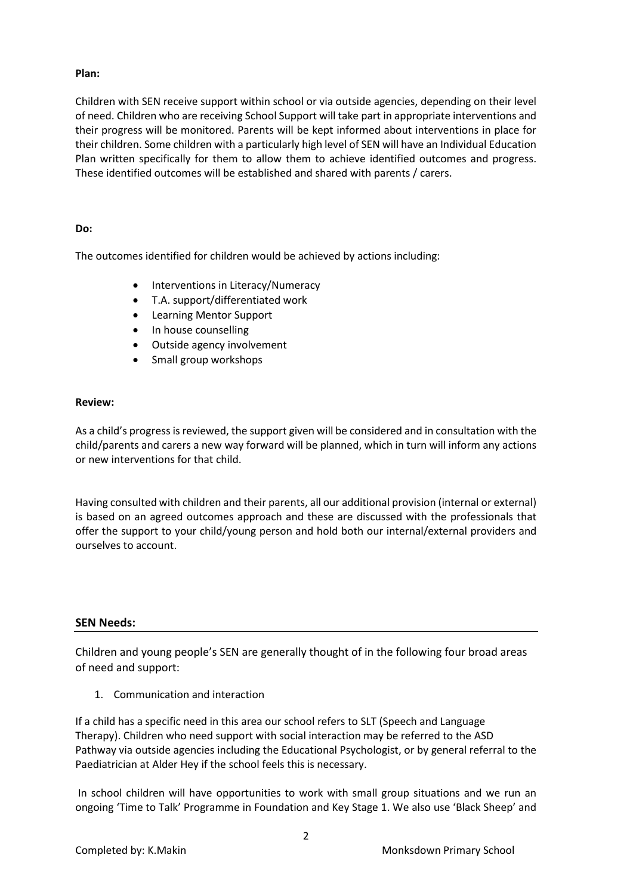**Plan:**

Children with SEN receive support within school or via outside agencies, depending on their level of need. Children who are receiving School Support will take part in appropriate interventions and their progress will be monitored. Parents will be kept informed about interventions in place for their children. Some children with a particularly high level of SEN will have an Individual Education Plan written specifically for them to allow them to achieve identified outcomes and progress. These identified outcomes will be established and shared with parents / carers.

**Do:**

The outcomes identified for children would be achieved by actions including:

- Interventions in Literacy/Numeracy
- T.A. support/differentiated work
- Learning Mentor Support
- In house counselling
- Outside agency involvement
- Small group workshops

**Review:**

As a child's progress is reviewed, the support given will be considered and in consultation with the child/parents and carers a new way forward will be planned, which in turn will inform any actions or new interventions for that child.

Having consulted with children and their parents, all our additional provision (internal or external) is based on an agreed outcomes approach and these are discussed with the professionals that offer the support to your child/young person and hold both our internal/external providers and ourselves to account.

## SEN Needs:

Children and young people's SEN are generally thought of in the following four broad areas of need and support:

1. Communication and interaction

If a child has a specific need in this area our school refers to SLT (Speech and Language Therapy). Children who need support with social interaction may be referred to the ASD Pathway via outside agencies including the Educational Psychologist, or by general referral to the Paediatrician at Alder Hey if the school feels this is necessary.

In school children will have opportunities to work with small group situations and we run an ongoing 'Time to Talk' Programme in Foundation and Key Stage 1. We also use 'Black Sheep' and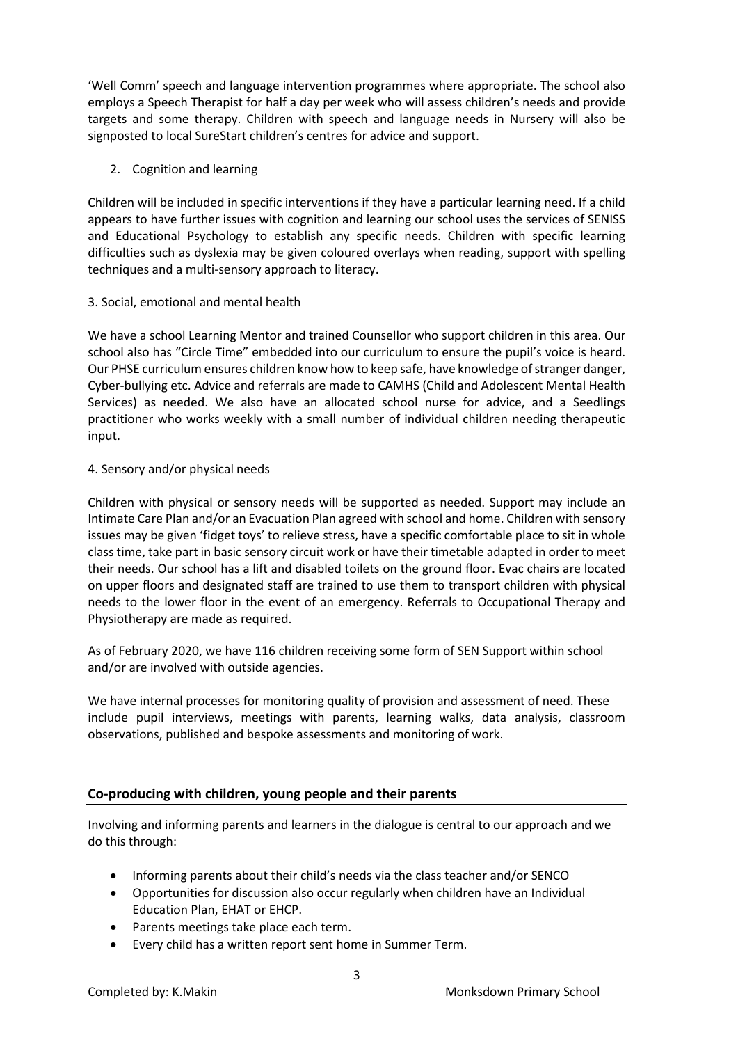'Well Comm' speech and language intervention programmes where appropriate. The school also employs a Speech Therapist for half a day per week who will assess children's needs and provide targets and some therapy. Children with speech and language needs in Nursery will also be signposted to local SureStart children's centres for advice and support.

2. Cognition and learning

Children will be included in specific interventions if they have a particular learning need. If a child appears to have further issues with cognition and learning our school uses the services of SENISS and Educational Psychology to establish any specific needs. Children with specific learning difficulties such as dyslexia may be given coloured overlays when reading, support with spelling techniques and a multi-sensory approach to literacy.

3. Social, emotional and mental health

We have a school Learning Mentor and trained Counsellor who support children in this area. Our school also has "Circle Time" embedded into our curriculum to ensure the pupil's voice is heard. Our PHSE curriculum ensures children know how to keep safe, have knowledge of stranger danger, Cyber-bullying etc. Advice and referrals are made to CAMHS (Child and Adolescent Mental Health Services) as needed. We also have an allocated school nurse for advice, and a Seedlings practitioner who works weekly with a small number of individual children needing therapeutic input.

4. Sensory and/or physical needs

Children with physical or sensory needs will be supported as needed. Support may include an Intimate Care Plan and/or an Evacuation Plan agreed with school and home. Children with sensory issues may be given 'fidget toys' to relieve stress, have a specific comfortable place to sit in whole class time, take part in basic sensory circuit work or have their timetable adapted in order to meet their needs. Our school has a lift and disabled toilets on the ground floor. Evac chairs are located on upper floors and designated staff are trained to use them to transport children with physical needs to the lower floor in the event of an emergency. Referrals to Occupational Therapy and Physiotherapy are made as required.

As of February 2020, we have 116 children receiving some form of SEN Support within school and/or are involved with outside agencies.

We have internal processes for monitoring quality of provision and assessment of need. These include pupil interviews, meetings with parents, learning walks, data analysis, classroom observations, published and bespoke assessments and monitoring of work.

## Co-producing with children, young people and their parents

Involving and informing parents and learners in the dialogue is central to our approach and we do this through:

- Informing parents about their child's needs via the class teacher and/or SENCO
- Opportunities for discussion also occur regularly when children have an Individual Education Plan, EHAT or EHCP.
- Parents meetings take place each term.
- Every child has a written report sent home in Summer Term.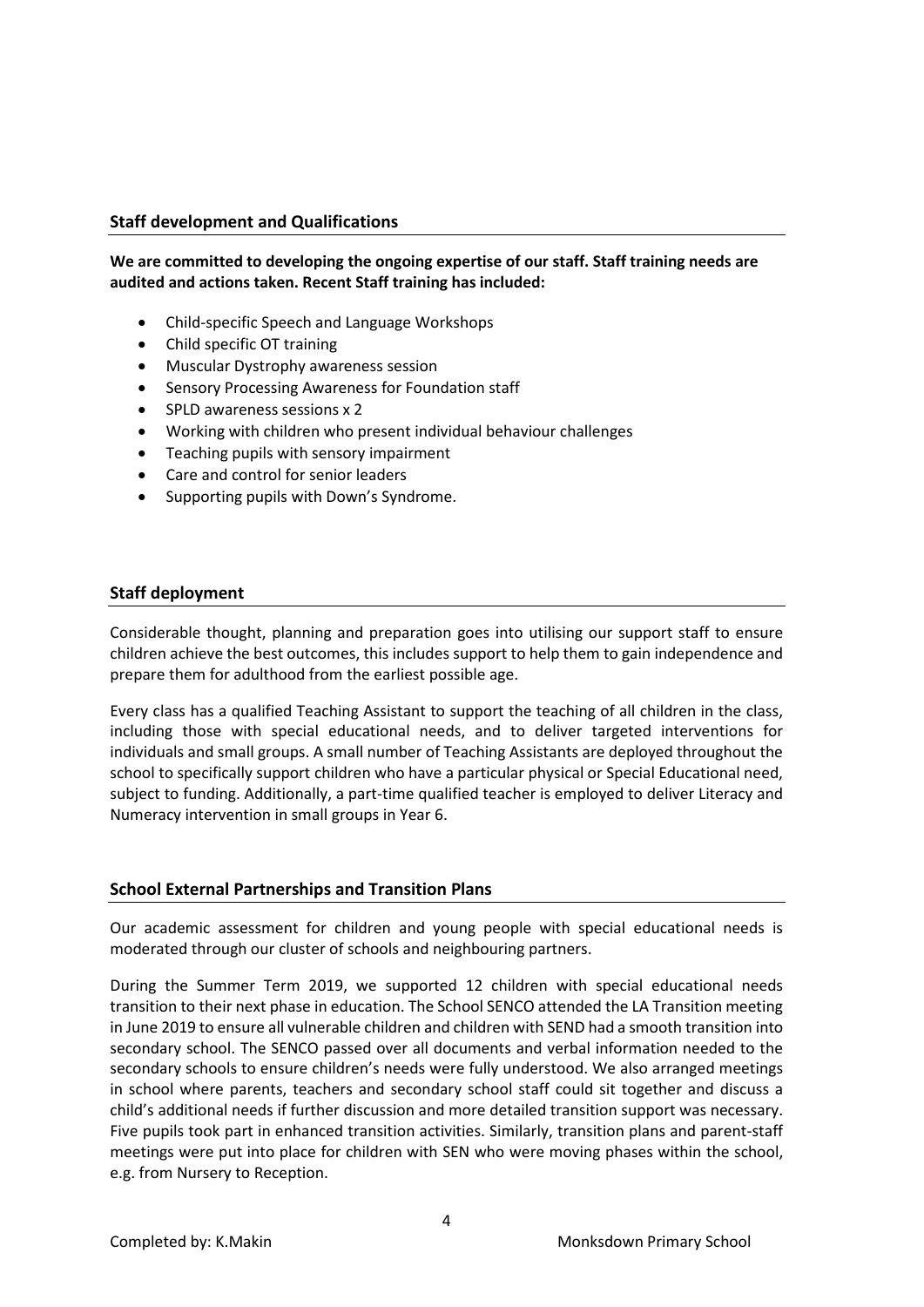## Staff development and Qualifications

**We are committed to developing the ongoing expertise of our staff. Staff training needs are audited and actions taken. Recent Staff training has included:**

- Child-specific Speech and Language Workshops
- Child specific OT training
- Muscular Dystrophy awareness session
- Sensory Processing Awareness for Foundation staff
- SPLD awareness sessions x 2
- Working with children who present individual behaviour challenges
- Teaching pupils with sensory impairment
- Care and control for senior leaders
- Supporting pupils with Down's Syndrome.

## Staff deployment

Considerable thought, planning and preparation goes into utilising our support staff to ensure children achieve the best outcomes, this includes support to help them to gain independence and prepare them for adulthood from the earliest possible age.

Every class has a qualified Teaching Assistant to support the teaching of all children in the class, including those with special educational needs, and to deliver targeted interventions for individuals and small groups. A small number of Teaching Assistants are deployed throughout the school to specifically support children who have a particular physical or Special Educational need, subject to funding. Additionally, a part-time qualified teacher is employed to deliver Literacy and Numeracy intervention in small groups in Year 6.

## School External Partnerships and Transition Plans

Our academic assessment for children and young people with special educational needs is moderated through our cluster of schools and neighbouring partners.

During the Summer Term 2019, we supported 12 children with special educational needs transition to their next phase in education. The School SENCO attended the LA Transition meeting in June 2019 to ensure all vulnerable children and children with SEND had a smooth transition into secondary school. The SENCO passed over all documents and verbal information needed to the secondary schools to ensure children's needs were fully understood. We also arranged meetings in school where parents, teachers and secondary school staff could sit together and discuss a child's additional needs if further discussion and more detailed transition support was necessary. Five pupils took part in enhanced transition activities. Similarly, transition plans and parent-staff meetings were put into place for children with SEN who were moving phases within the school, e.g. from Nursery to Reception.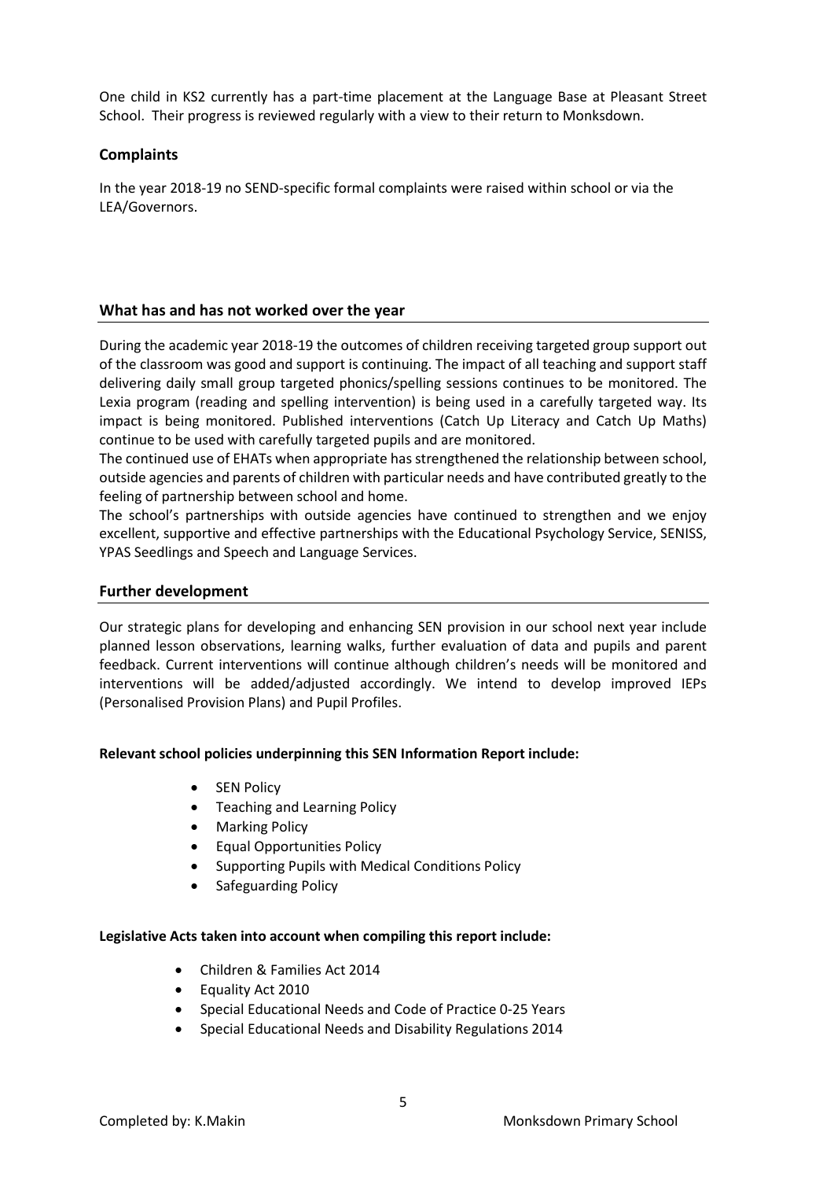One child in KS2 currently has a part-time placement at the Language Base at Pleasant Street School. Their progress is reviewed regularly with a view to their return to Monksdown.

## Complaints

In the year 2018-19 no SEND-specific formal complaints were raised within school or via the LEA/Governors.

## What has and has not worked over the year

During the academic year 2018-19 the outcomes of children receiving targeted group support out of the classroom was good and support is continuing. The impact of all teaching and support staff delivering daily small group targeted phonics/spelling sessions continues to be monitored. The Lexia program (reading and spelling intervention) is being used in a carefully targeted way. Its impact is being monitored. Published interventions (Catch Up Literacy and Catch Up Maths) continue to be used with carefully targeted pupils and are monitored.

The continued use of EHATs when appropriate has strengthened the relationship between school, outside agencies and parents of children with particular needs and have contributed greatly to the feeling of partnership between school and home.

The school's partnerships with outside agencies have continued to strengthen and we enjoy excellent, supportive and effective partnerships with the Educational Psychology Service, SENISS, YPAS Seedlings and Speech and Language Services.

## Further development

Our strategic plans for developing and enhancing SEN provision in our school next year include planned lesson observations, learning walks, further evaluation of data and pupils and parent feedback. Current interventions will continue although children's needs will be monitored and interventions will be added/adjusted accordingly. We intend to develop improved IEPs (Personalised Provision Plans) and Pupil Profiles.

**Relevant school policies underpinning this SEN Information Report include:**

- SEN Policy
- Teaching and Learning Policy
- Marking Policy
- Equal Opportunities Policy
- Supporting Pupils with Medical Conditions Policy
- Safeguarding Policy

**Legislative Acts taken into account when compiling this report include:**

- Children & Families Act 2014
- Equality Act 2010
- Special Educational Needs and Code of Practice 0-25 Years
- Special Educational Needs and Disability Regulations 2014

Completed by: K.Makin

Monksdown Primary School